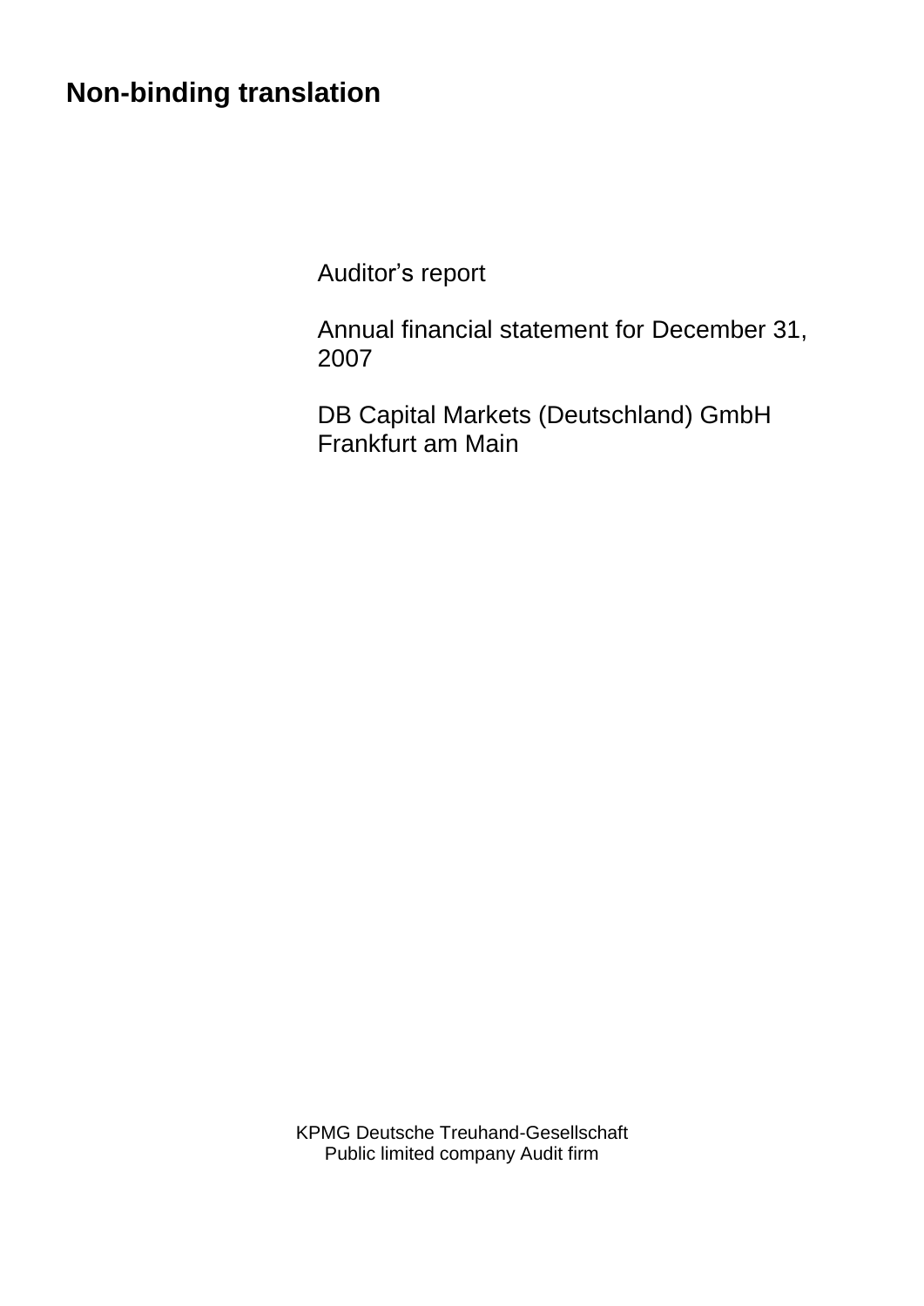**Non-binding translation**

Auditor’s report

Annual financial statement for December 31, 2007

DB Capital Markets (Deutschland) GmbH
Frankfurt am Main

KPMG Deutsche Treuhand-Gesellschaft
Public limited company Audit firm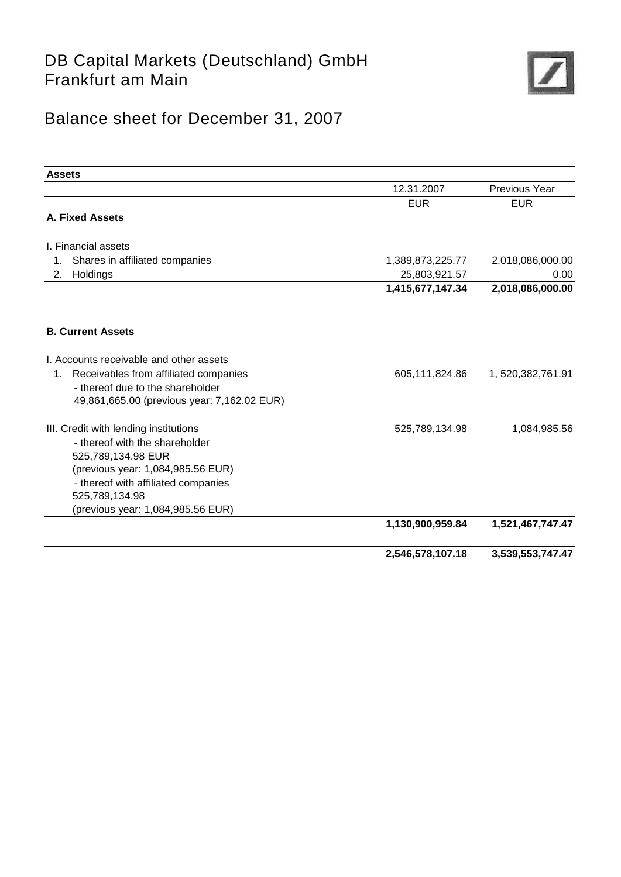# DB Capital Markets (Deutschland) GmbH
# Frankfurt am Main

## Balance sheet for December 31, 2007

| Assets | 12.31.2007 | Previous Year |
|---|---|---|
| | EUR | EUR |
| **A. Fixed Assets** | | |
| I. Financial assets | | |
| 1. Shares in affiliated companies | 1,389,873,225.77 | 2,018,086,000.00 |
| 2. Holdings | 25,803,921.57 | 0.00 |
| | **1,415,677,147.34** | **2,018,086,000.00** |
| **B. Current Assets** | | |
| I. Accounts receivable and other assets | | |
| 1. Receivables from affiliated companies<br>- thereof due to the shareholder<br>49,861,665.00 (previous year: 7,162.02 EUR) | 605,111,824.86 | 1, 520,382,761.91 |
| III. Credit with lending institutions<br>- thereof with the shareholder<br>525,789,134.98 EUR<br>(previous year: 1,084,985.56 EUR)<br>- thereof with affiliated companies<br>525,789,134.98<br>(previous year: 1,084,985.56 EUR) | 525,789,134.98 | 1,084,985.56 |
| | **1,130,900,959.84** | **1,521,467,747.47** |
| | **2,546,578,107.18** | **3,539,553,747.47** |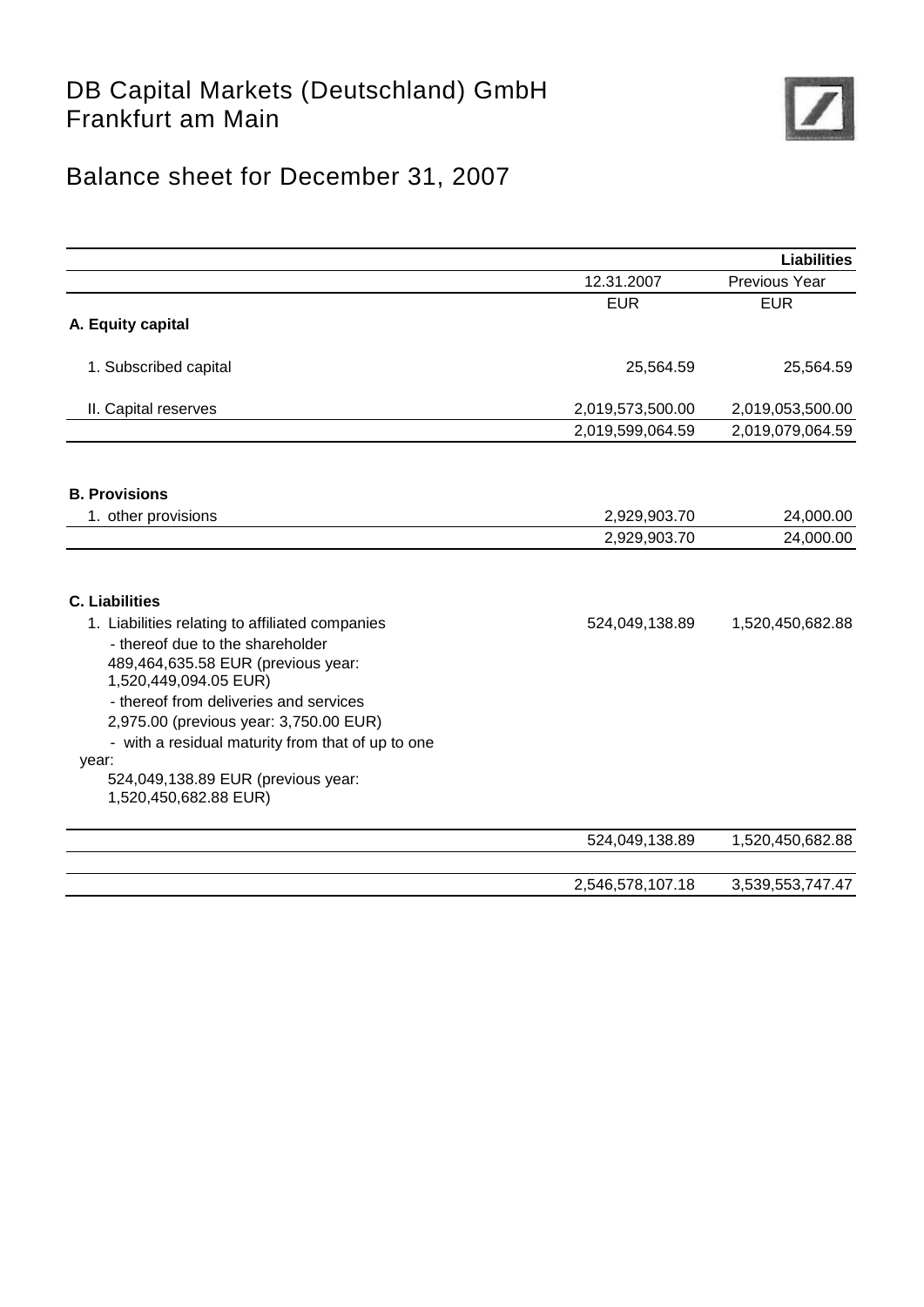# DB Capital Markets (Deutschland) GmbH
# Frankfurt am Main

## Balance sheet for December 31, 2007

| | | **Liabilities** |
|---|---|---|
| | 12.31.2007 | Previous Year |
| | EUR | EUR |
| **A. Equity capital** | | |
| 1. Subscribed capital | 25,564.59 | 25,564.59 |
| II. Capital reserves | 2,019,573,500.00 | 2,019,053,500.00 |
| | 2,019,599,064.59 | 2,019,079,064.59 |
| **B. Provisions** | | |
| 1. other provisions | 2,929,903.70 | 24,000.00 |
| | 2,929,903.70 | 24,000.00 |
| **C. Liabilities** | | |
| 1. Liabilities relating to affiliated companies | 524,049,138.89 | 1,520,450,682.88 |
| - thereof due to the shareholder 489,464,635.58 EUR (previous year: 1,520,449,094.05 EUR) | | |
| - thereof from deliveries and services 2,975.00 (previous year: 3,750.00 EUR) | | |
| - with a residual maturity from that of up to one year: 524,049,138.89 EUR (previous year: 1,520,450,682.88 EUR) | | |
| | 524,049,138.89 | 1,520,450,682.88 |
| | 2,546,578,107.18 | 3,539,553,747.47 |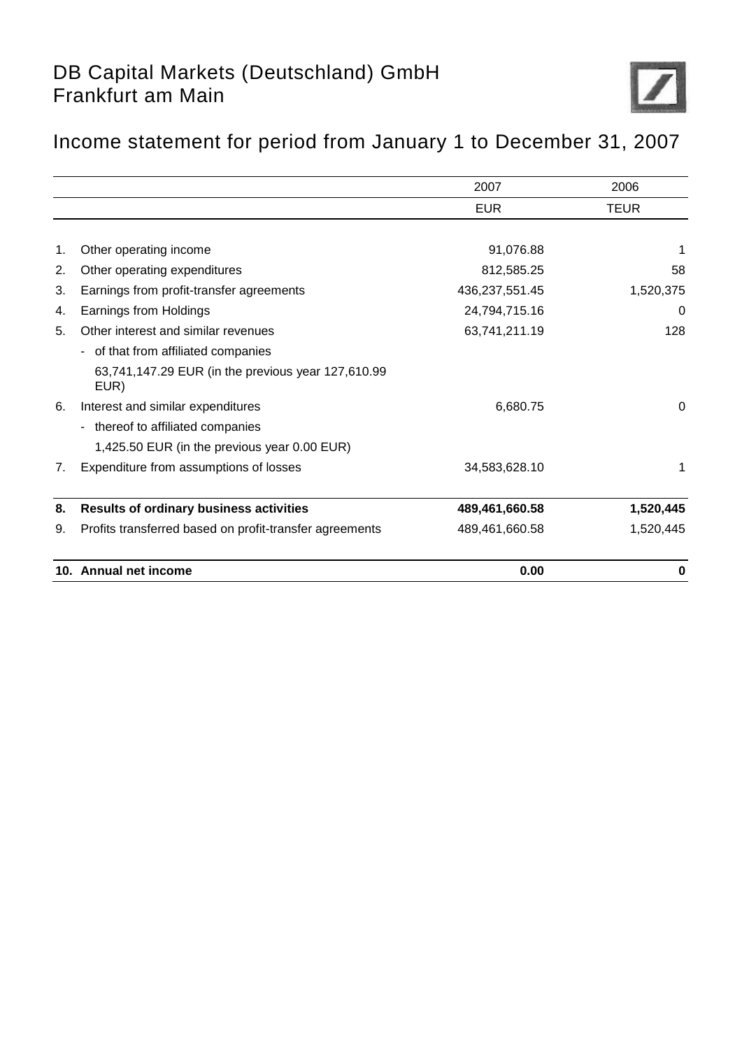# DB Capital Markets (Deutschland) GmbH
# Frankfurt am Main

## Income statement for period from January 1 to December 31, 2007

| | | 2007 | 2006 |
|---|---|---|---|
| | | EUR | TEUR |
| 1. | Other operating income | 91,076.88 | 1 |
| 2. | Other operating expenditures | 812,585.25 | 58 |
| 3. | Earnings from profit-transfer agreements | 436,237,551.45 | 1,520,375 |
| 4. | Earnings from Holdings | 24,794,715.16 | 0 |
| 5. | Other interest and similar revenues | 63,741,211.19 | 128 |
| | - of that from affiliated companies | | |
| | 63,741,147.29 EUR (in the previous year 127,610.99 EUR) | | |
| 6. | Interest and similar expenditures | 6,680.75 | 0 |
| | - thereof to affiliated companies | | |
| | 1,425.50 EUR (in the previous year 0.00 EUR) | | |
| 7. | Expenditure from assumptions of losses | 34,583,628.10 | 1 |
| **8.** | **Results of ordinary business activities** | **489,461,660.58** | **1,520,445** |
| 9. | Profits transferred based on profit-transfer agreements | 489,461,660.58 | 1,520,445 |
| **10.** | **Annual net income** | **0.00** | **0** |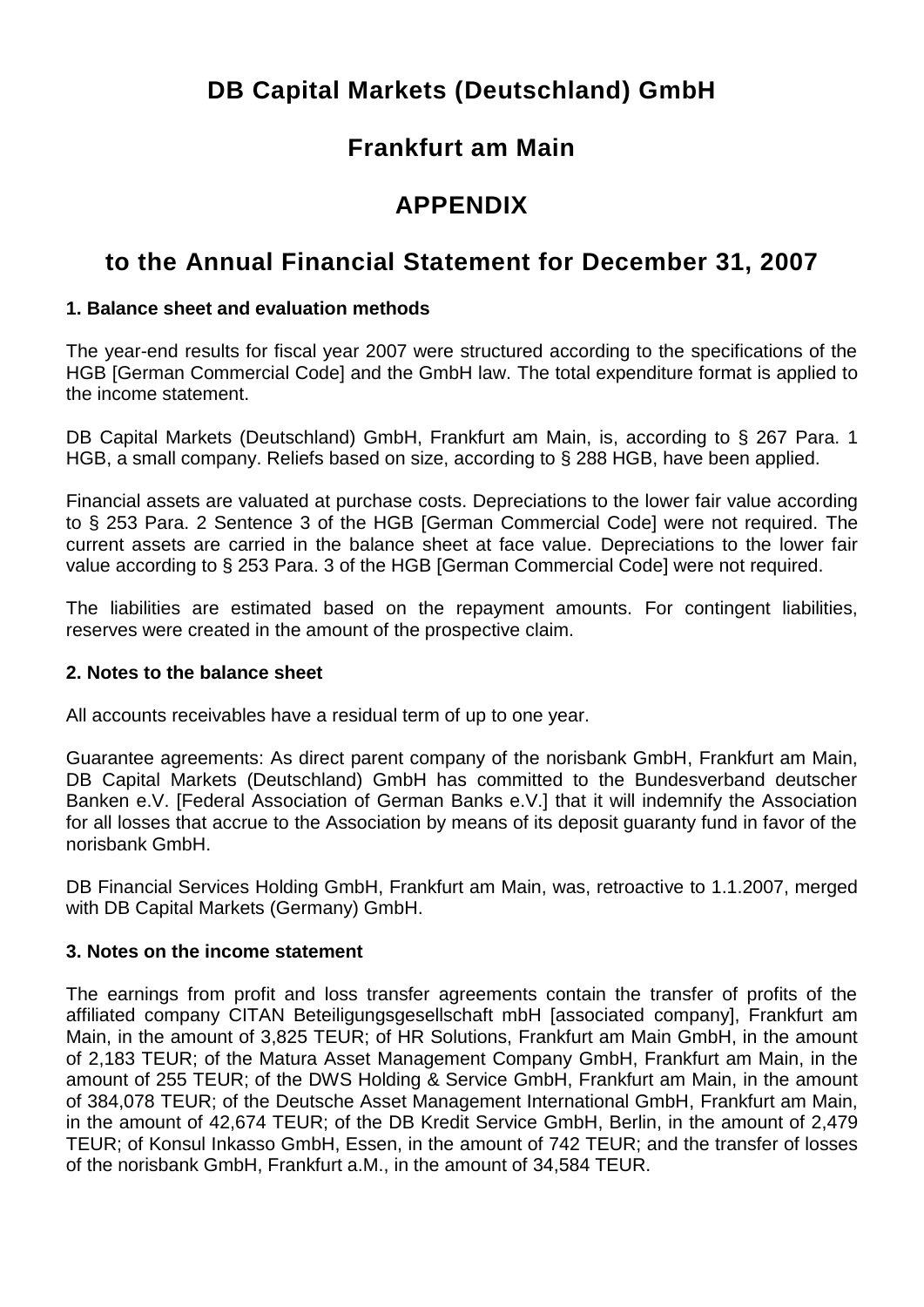# DB Capital Markets (Deutschland) GmbH

## Frankfurt am Main

## APPENDIX

## to the Annual Financial Statement for December 31, 2007

### 1. Balance sheet and evaluation methods

The year-end results for fiscal year 2007 were structured according to the specifications of the HGB [German Commercial Code] and the GmbH law. The total expenditure format is applied to the income statement.

DB Capital Markets (Deutschland) GmbH, Frankfurt am Main, is, according to § 267 Para. 1 HGB, a small company. Reliefs based on size, according to § 288 HGB, have been applied.

Financial assets are valuated at purchase costs. Depreciations to the lower fair value according to § 253 Para. 2 Sentence 3 of the HGB [German Commercial Code] were not required. The current assets are carried in the balance sheet at face value. Depreciations to the lower fair value according to § 253 Para. 3 of the HGB [German Commercial Code] were not required.

The liabilities are estimated based on the repayment amounts. For contingent liabilities, reserves were created in the amount of the prospective claim.

### 2. Notes to the balance sheet

All accounts receivables have a residual term of up to one year.

Guarantee agreements: As direct parent company of the norisbank GmbH, Frankfurt am Main, DB Capital Markets (Deutschland) GmbH has committed to the Bundesverband deutscher Banken e.V. [Federal Association of German Banks e.V.] that it will indemnify the Association for all losses that accrue to the Association by means of its deposit guaranty fund in favor of the norisbank GmbH.

DB Financial Services Holding GmbH, Frankfurt am Main, was, retroactive to 1.1.2007, merged with DB Capital Markets (Germany) GmbH.

### 3. Notes on the income statement

The earnings from profit and loss transfer agreements contain the transfer of profits of the affiliated company CITAN Beteiligungsgesellschaft mbH [associated company], Frankfurt am Main, in the amount of 3,825 TEUR; of HR Solutions, Frankfurt am Main GmbH, in the amount of 2,183 TEUR; of the Matura Asset Management Company GmbH, Frankfurt am Main, in the amount of 255 TEUR; of the DWS Holding & Service GmbH, Frankfurt am Main, in the amount of 384,078 TEUR; of the Deutsche Asset Management International GmbH, Frankfurt am Main, in the amount of 42,674 TEUR; of the DB Kredit Service GmbH, Berlin, in the amount of 2,479 TEUR; of Konsul Inkasso GmbH, Essen, in the amount of 742 TEUR; and the transfer of losses of the norisbank GmbH, Frankfurt a.M., in the amount of 34,584 TEUR.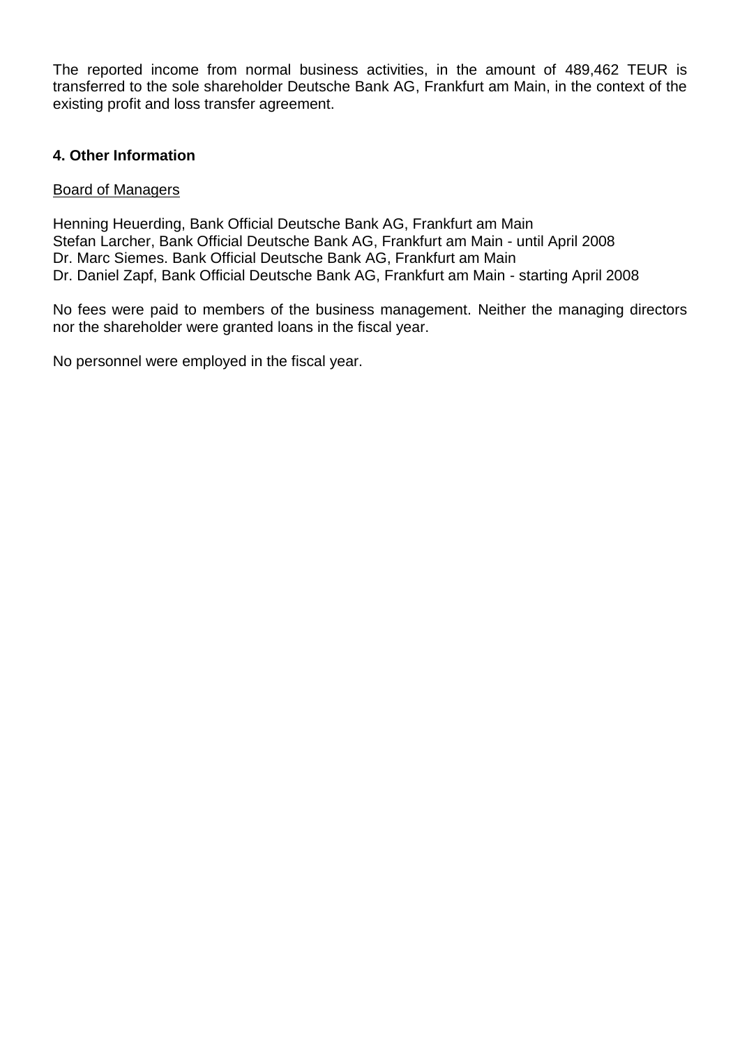The reported income from normal business activities, in the amount of 489,462 TEUR is transferred to the sole shareholder Deutsche Bank AG, Frankfurt am Main, in the context of the existing profit and loss transfer agreement.

## 4. Other Information

Board of Managers

Henning Heuerding, Bank Official Deutsche Bank AG, Frankfurt am Main
Stefan Larcher, Bank Official Deutsche Bank AG, Frankfurt am Main - until April 2008
Dr. Marc Siemes. Bank Official Deutsche Bank AG, Frankfurt am Main
Dr. Daniel Zapf, Bank Official Deutsche Bank AG, Frankfurt am Main - starting April 2008

No fees were paid to members of the business management. Neither the managing directors nor the shareholder were granted loans in the fiscal year.

No personnel were employed in the fiscal year.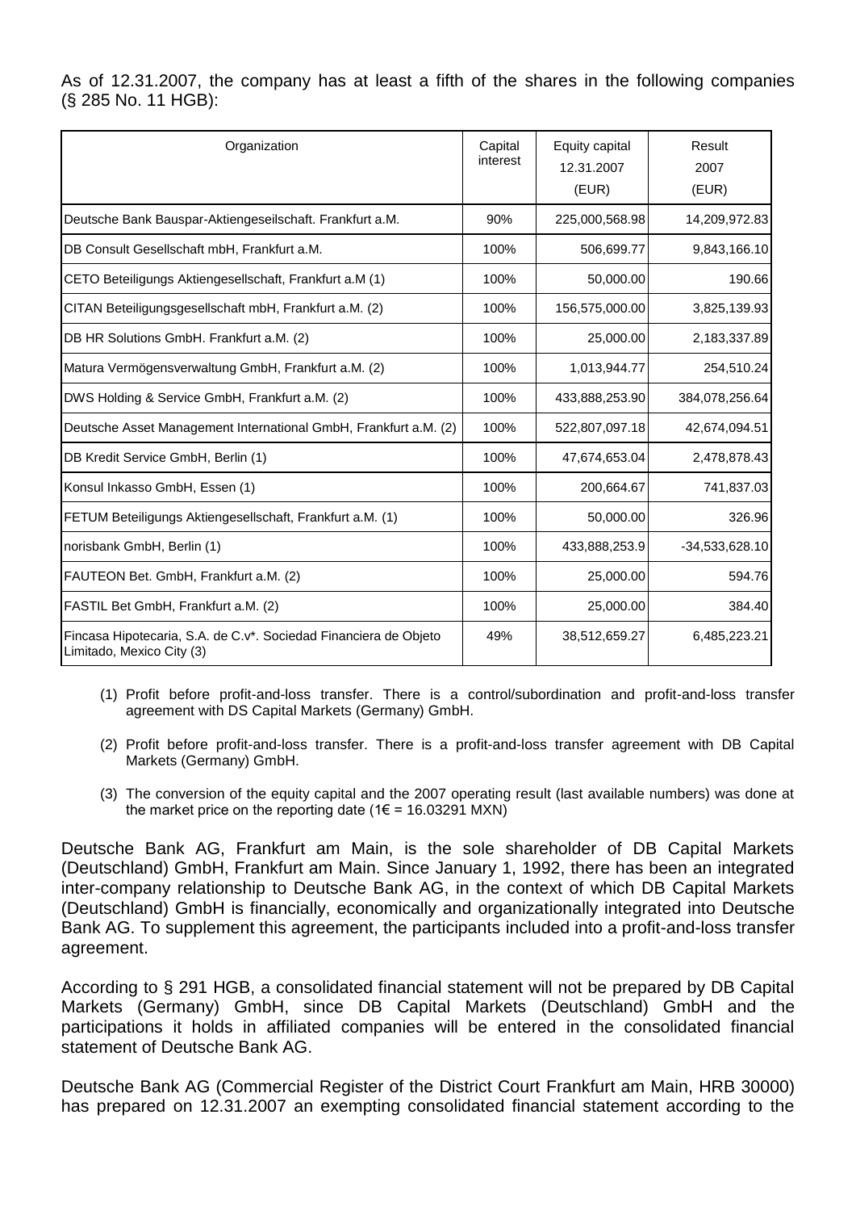As of 12.31.2007, the company has at least a fifth of the shares in the following companies (§ 285 No. 11 HGB):

| Organization | Capital interest | Equity capital 12.31.2007 (EUR) | Result 2007 (EUR) |
|---|---|---|---|
| Deutsche Bank Bauspar-Aktiengeseilschaft. Frankfurt a.M. | 90% | 225,000,568.98 | 14,209,972.83 |
| DB Consult Gesellschaft mbH, Frankfurt a.M. | 100% | 506,699.77 | 9,843,166.10 |
| CETO Beteiligungs Aktiengesellschaft, Frankfurt a.M (1) | 100% | 50,000.00 | 190.66 |
| CITAN Beteiligungsgesellschaft mbH, Frankfurt a.M. (2) | 100% | 156,575,000.00 | 3,825,139.93 |
| DB HR Solutions GmbH. Frankfurt a.M. (2) | 100% | 25,000.00 | 2,183,337.89 |
| Matura Vermögensverwaltung GmbH, Frankfurt a.M. (2) | 100% | 1,013,944.77 | 254,510.24 |
| DWS Holding & Service GmbH, Frankfurt a.M. (2) | 100% | 433,888,253.90 | 384,078,256.64 |
| Deutsche Asset Management International GmbH, Frankfurt a.M. (2) | 100% | 522,807,097.18 | 42,674,094.51 |
| DB Kredit Service GmbH, Berlin (1) | 100% | 47,674,653.04 | 2,478,878.43 |
| Konsul Inkasso GmbH, Essen (1) | 100% | 200,664.67 | 741,837.03 |
| FETUM Beteiligungs Aktiengesellschaft, Frankfurt a.M. (1) | 100% | 50,000.00 | 326.96 |
| norisbank GmbH, Berlin (1) | 100% | 433,888,253.9 | -34,533,628.10 |
| FAUTEON Bet. GmbH, Frankfurt a.M. (2) | 100% | 25,000.00 | 594.76 |
| FASTIL Bet GmbH, Frankfurt a.M. (2) | 100% | 25,000.00 | 384.40 |
| Fincasa Hipotecaria, S.A. de C.v*. Sociedad Financiera de Objeto Limitado, Mexico City (3) | 49% | 38,512,659.27 | 6,485,223.21 |

(1) Profit before profit-and-loss transfer. There is a control/subordination and profit-and-loss transfer agreement with DS Capital Markets (Germany) GmbH.

(2) Profit before profit-and-loss transfer. There is a profit-and-loss transfer agreement with DB Capital Markets (Germany) GmbH.

(3) The conversion of the equity capital and the 2007 operating result (last available numbers) was done at the market price on the reporting date (1€ = 16.03291 MXN)

Deutsche Bank AG, Frankfurt am Main, is the sole shareholder of DB Capital Markets (Deutschland) GmbH, Frankfurt am Main. Since January 1, 1992, there has been an integrated inter-company relationship to Deutsche Bank AG, in the context of which DB Capital Markets (Deutschland) GmbH is financially, economically and organizationally integrated into Deutsche Bank AG. To supplement this agreement, the participants included into a profit-and-loss transfer agreement.

According to § 291 HGB, a consolidated financial statement will not be prepared by DB Capital Markets (Germany) GmbH, since DB Capital Markets (Deutschland) GmbH and the participations it holds in affiliated companies will be entered in the consolidated financial statement of Deutsche Bank AG.

Deutsche Bank AG (Commercial Register of the District Court Frankfurt am Main, HRB 30000) has prepared on 12.31.2007 an exempting consolidated financial statement according to the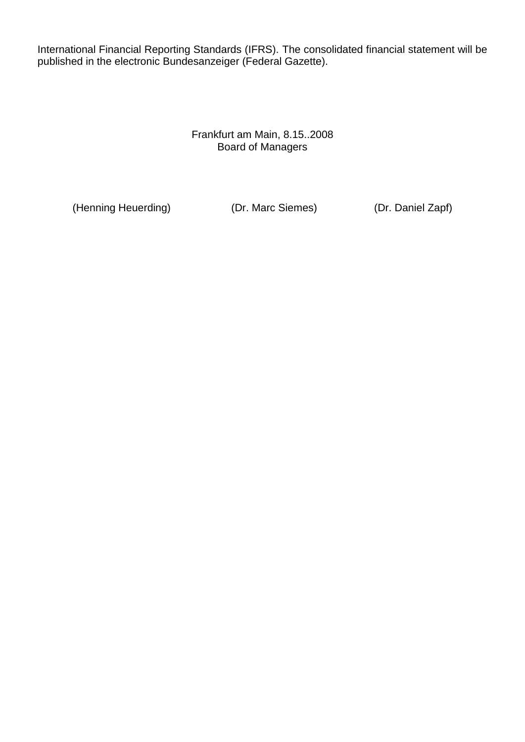International Financial Reporting Standards (IFRS). The consolidated financial statement will be published in the electronic Bundesanzeiger (Federal Gazette).

Frankfurt am Main, 8.15..2008
Board of Managers

(Henning Heuerding) (Dr. Marc Siemes) (Dr. Daniel Zapf)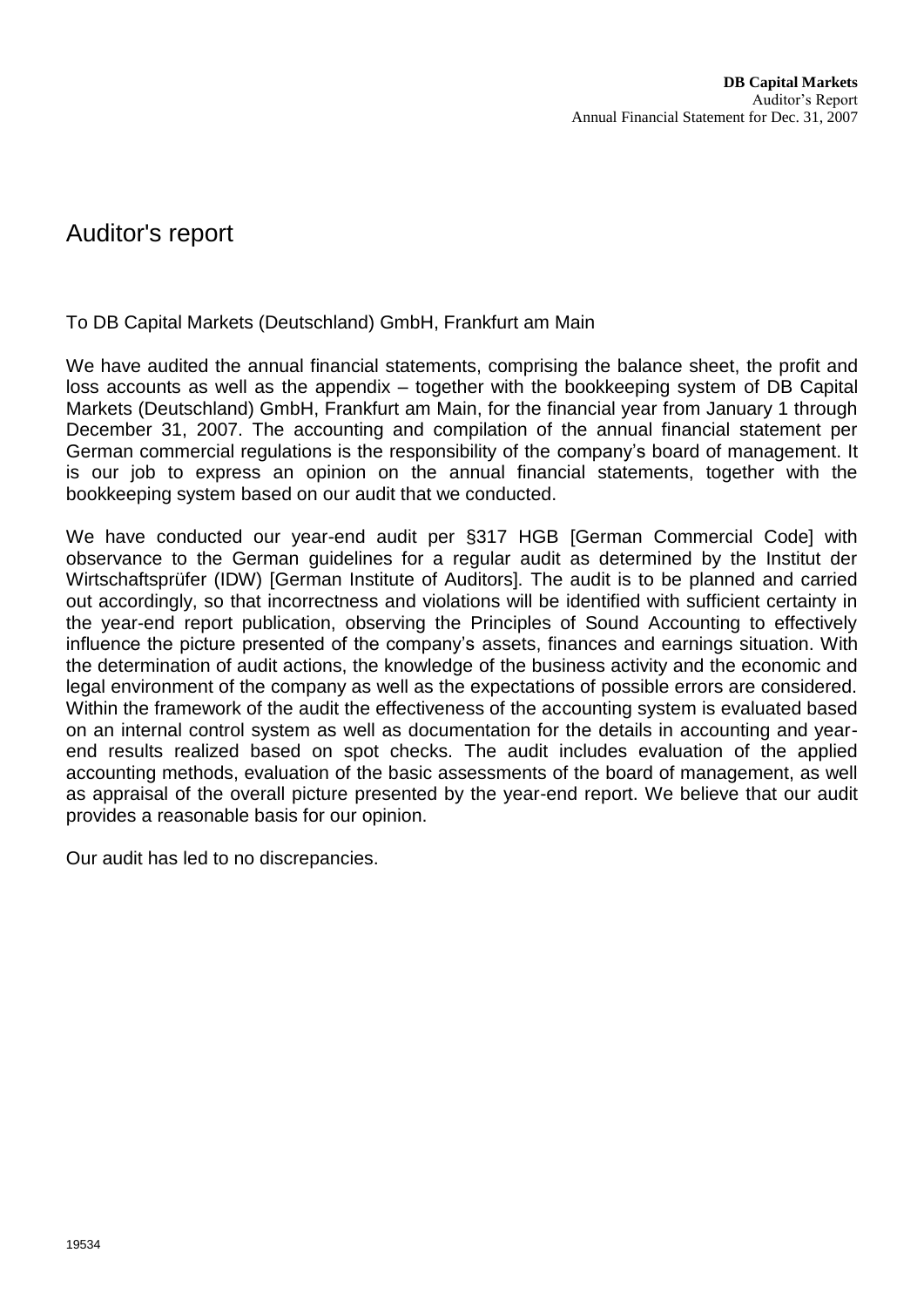# Auditor's report

To DB Capital Markets (Deutschland) GmbH, Frankfurt am Main

We have audited the annual financial statements, comprising the balance sheet, the profit and loss accounts as well as the appendix – together with the bookkeeping system of DB Capital Markets (Deutschland) GmbH, Frankfurt am Main, for the financial year from January 1 through December 31, 2007. The accounting and compilation of the annual financial statement per German commercial regulations is the responsibility of the company's board of management. It is our job to express an opinion on the annual financial statements, together with the bookkeeping system based on our audit that we conducted.

We have conducted our year-end audit per §317 HGB [German Commercial Code] with observance to the German guidelines for a regular audit as determined by the Institut der Wirtschaftsprüfer (IDW) [German Institute of Auditors]. The audit is to be planned and carried out accordingly, so that incorrectness and violations will be identified with sufficient certainty in the year-end report publication, observing the Principles of Sound Accounting to effectively influence the picture presented of the company's assets, finances and earnings situation. With the determination of audit actions, the knowledge of the business activity and the economic and legal environment of the company as well as the expectations of possible errors are considered. Within the framework of the audit the effectiveness of the accounting system is evaluated based on an internal control system as well as documentation for the details in accounting and year-end results realized based on spot checks. The audit includes evaluation of the applied accounting methods, evaluation of the basic assessments of the board of management, as well as appraisal of the overall picture presented by the year-end report. We believe that our audit provides a reasonable basis for our opinion.

Our audit has led to no discrepancies.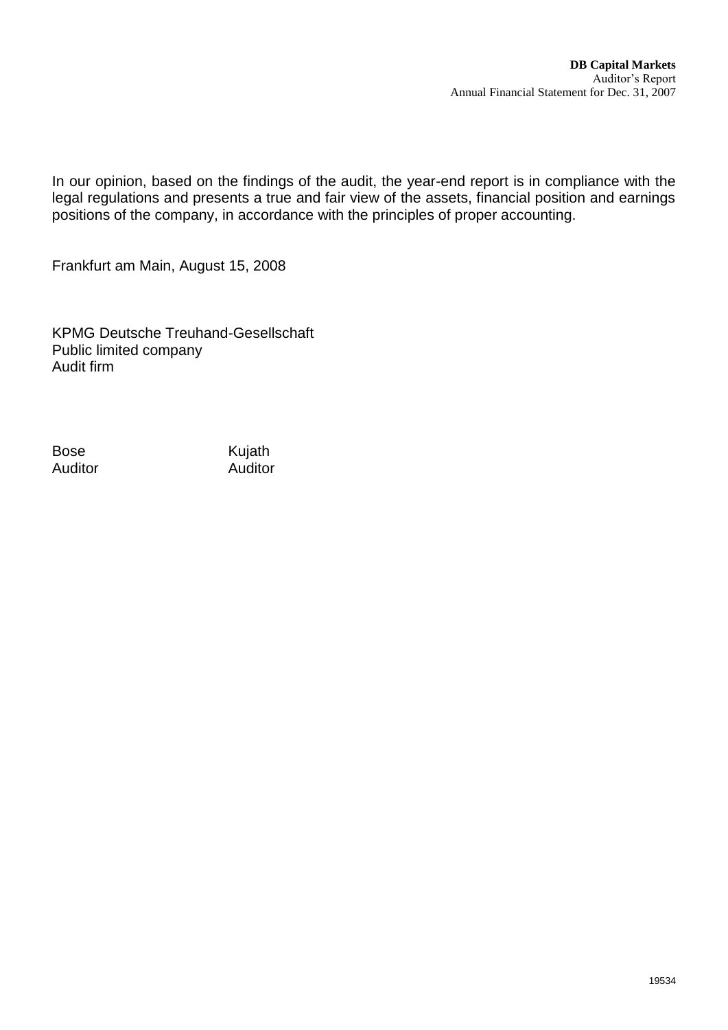In our opinion, based on the findings of the audit, the year-end report is in compliance with the legal regulations and presents a true and fair view of the assets, financial position and earnings positions of the company, in accordance with the principles of proper accounting.

Frankfurt am Main, August 15, 2008

KPMG Deutsche Treuhand-Gesellschaft
Public limited company
Audit firm

| | |
|---|---|
| Bose | Kujath |
| Auditor | Auditor |

19534